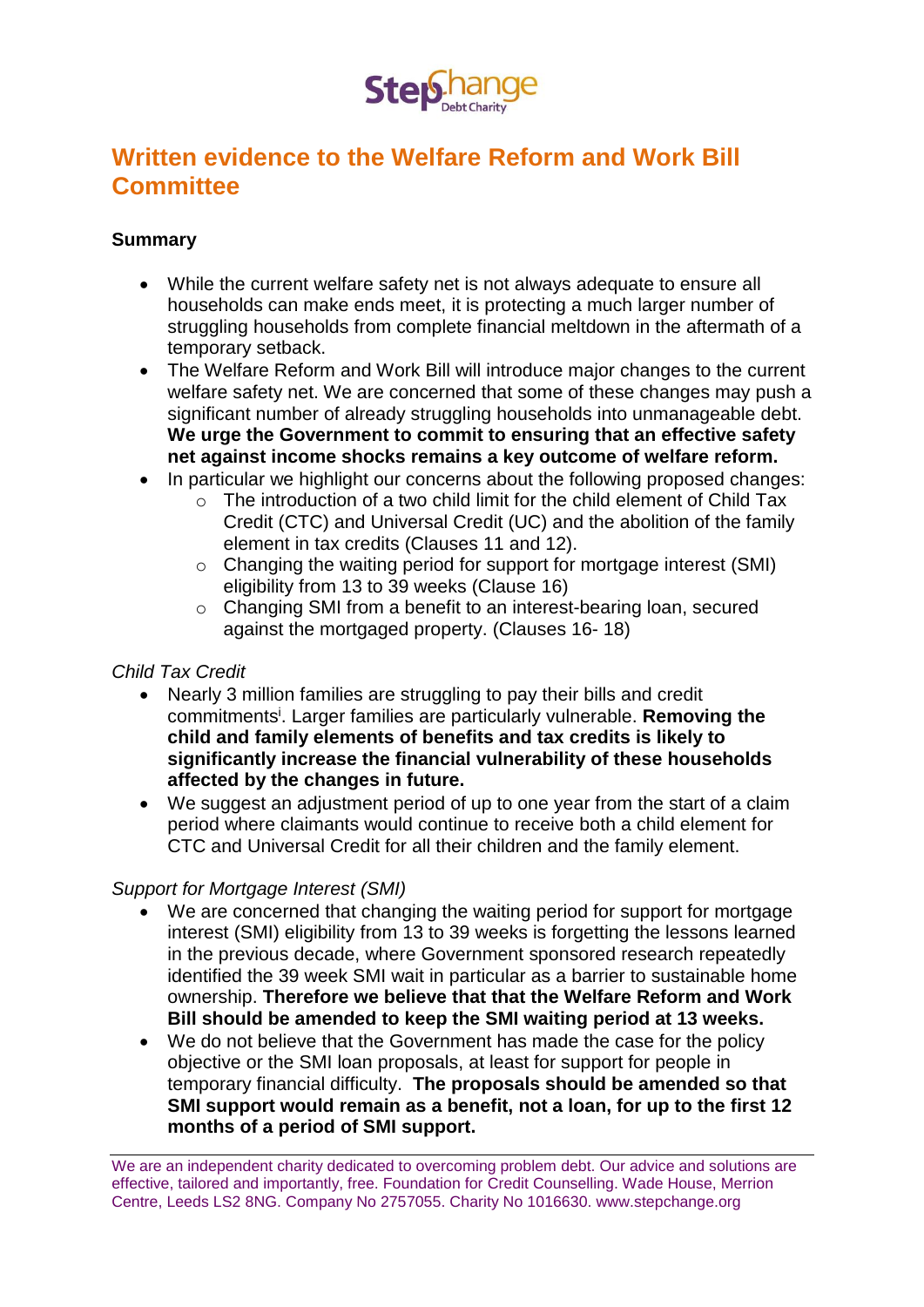# Written evidence to the Welfare Reform and Work Bill Committee

## Summary

- While the current welfare safety net is not always adequate to ensure all households can make ends meet, it is protecting a much larger number of struggling households from complete financial meltdown in the aftermath of a temporary setback.
- The Welfare Reform and Work Bill will introduce major changes to the current welfare safety net. We are concerned that some of these changes may push a significant number of already struggling households into unmanageable debt. **We urge the Government to commit to ensuring that an effective safety net against income shocks remains a key outcome of welfare reform.**
- In particular we highlight our concerns about the following proposed changes:
  - The introduction of a two child limit for the child element of Child Tax Credit (CTC) and Universal Credit (UC) and the abolition of the family element in tax credits (Clauses 11 and 12).
  - Changing the waiting period for support for mortgage interest (SMI) eligibility from 13 to 39 weeks (Clause 16)
  - Changing SMI from a benefit to an interest-bearing loan, secured against the mortgaged property. (Clauses 16- 18)

*Child Tax Credit*

- Nearly 3 million families are struggling to pay their bills and credit commitments[i]. Larger families are particularly vulnerable. **Removing the child and family elements of benefits and tax credits is likely to significantly increase the financial vulnerability of these households affected by the changes in future.**
- We suggest an adjustment period of up to one year from the start of a claim period where claimants would continue to receive both a child element for CTC and Universal Credit for all their children and the family element.

*Support for Mortgage Interest (SMI)*

- We are concerned that changing the waiting period for support for mortgage interest (SMI) eligibility from 13 to 39 weeks is forgetting the lessons learned in the previous decade, where Government sponsored research repeatedly identified the 39 week SMI wait in particular as a barrier to sustainable home ownership. **Therefore we believe that that the Welfare Reform and Work Bill should be amended to keep the SMI waiting period at 13 weeks.**
- We do not believe that the Government has made the case for the policy objective or the SMI loan proposals, at least for support for people in temporary financial difficulty. **The proposals should be amended so that SMI support would remain as a benefit, not a loan, for up to the first 12 months of a period of SMI support.**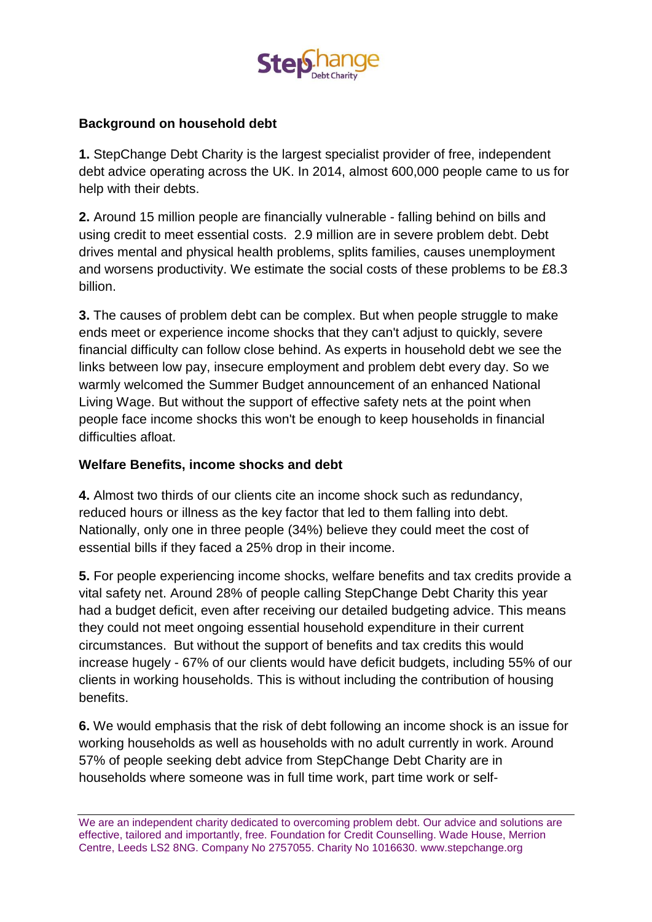## Background on household debt

**1.** StepChange Debt Charity is the largest specialist provider of free, independent debt advice operating across the UK. In 2014, almost 600,000 people came to us for help with their debts.

**2.** Around 15 million people are financially vulnerable - falling behind on bills and using credit to meet essential costs. 2.9 million are in severe problem debt. Debt drives mental and physical health problems, splits families, causes unemployment and worsens productivity. We estimate the social costs of these problems to be £8.3 billion.

**3.** The causes of problem debt can be complex. But when people struggle to make ends meet or experience income shocks that they can't adjust to quickly, severe financial difficulty can follow close behind. As experts in household debt we see the links between low pay, insecure employment and problem debt every day. So we warmly welcomed the Summer Budget announcement of an enhanced National Living Wage. But without the support of effective safety nets at the point when people face income shocks this won't be enough to keep households in financial difficulties afloat.

## Welfare Benefits, income shocks and debt

**4.** Almost two thirds of our clients cite an income shock such as redundancy, reduced hours or illness as the key factor that led to them falling into debt. Nationally, only one in three people (34%) believe they could meet the cost of essential bills if they faced a 25% drop in their income.

**5.** For people experiencing income shocks, welfare benefits and tax credits provide a vital safety net. Around 28% of people calling StepChange Debt Charity this year had a budget deficit, even after receiving our detailed budgeting advice. This means they could not meet ongoing essential household expenditure in their current circumstances. But without the support of benefits and tax credits this would increase hugely - 67% of our clients would have deficit budgets, including 55% of our clients in working households. This is without including the contribution of housing benefits.

**6.** We would emphasis that the risk of debt following an income shock is an issue for working households as well as households with no adult currently in work. Around 57% of people seeking debt advice from StepChange Debt Charity are in households where someone was in full time work, part time work or self-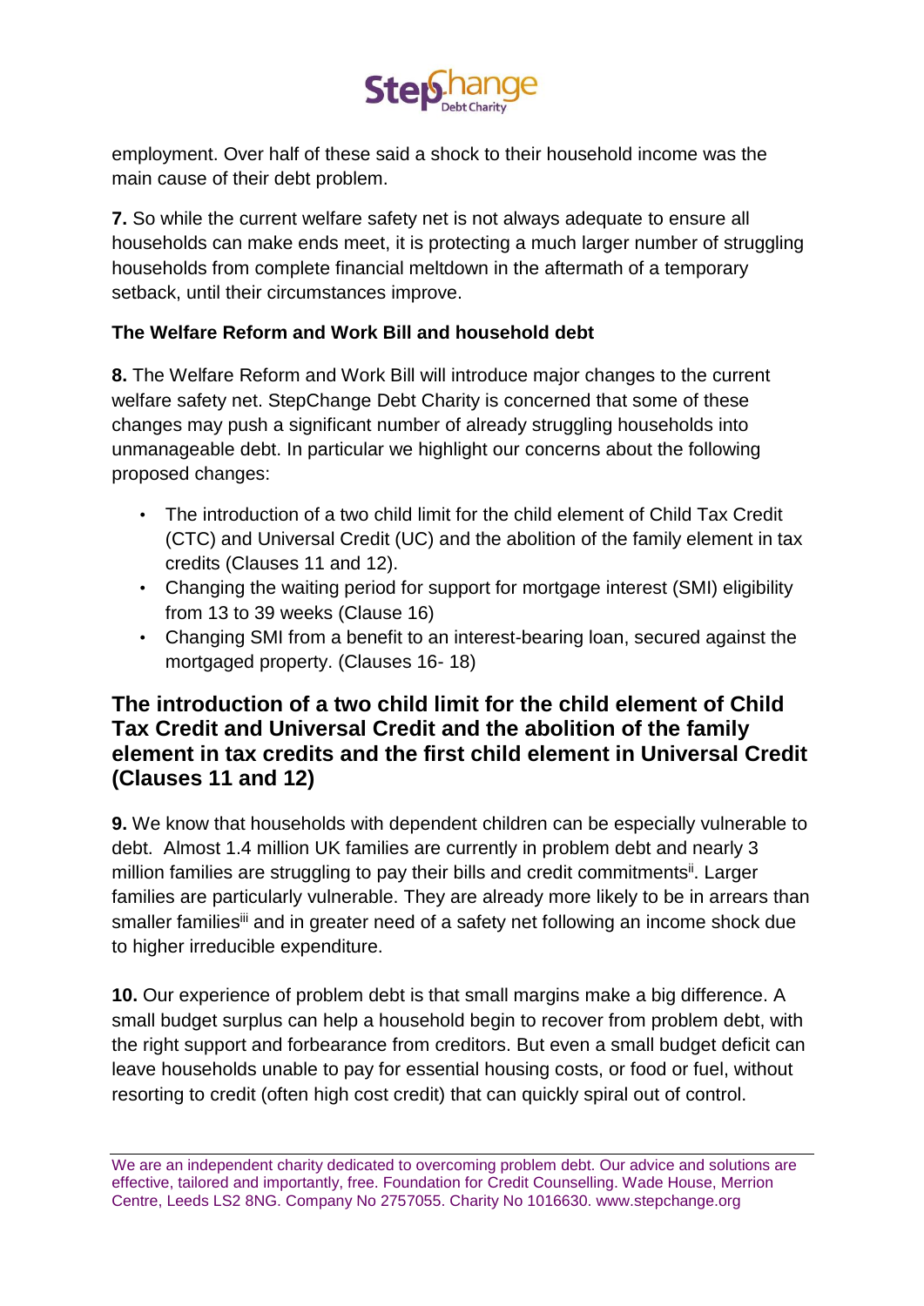employment. Over half of these said a shock to their household income was the main cause of their debt problem.

**7.** So while the current welfare safety net is not always adequate to ensure all households can make ends meet, it is protecting a much larger number of struggling households from complete financial meltdown in the aftermath of a temporary setback, until their circumstances improve.

**The Welfare Reform and Work Bill and household debt**

**8.** The Welfare Reform and Work Bill will introduce major changes to the current welfare safety net. StepChange Debt Charity is concerned that some of these changes may push a significant number of already struggling households into unmanageable debt. In particular we highlight our concerns about the following proposed changes:

- The introduction of a two child limit for the child element of Child Tax Credit (CTC) and Universal Credit (UC) and the abolition of the family element in tax credits (Clauses 11 and 12).
- Changing the waiting period for support for mortgage interest (SMI) eligibility from 13 to 39 weeks (Clause 16)
- Changing SMI from a benefit to an interest-bearing loan, secured against the mortgaged property. (Clauses 16- 18)

## The introduction of a two child limit for the child element of Child Tax Credit and Universal Credit and the abolition of the family element in tax credits and the first child element in Universal Credit (Clauses 11 and 12)

**9.** We know that households with dependent children can be especially vulnerable to debt. Almost 1.4 million UK families are currently in problem debt and nearly 3 million families are struggling to pay their bills and credit commitments[ii]. Larger families are particularly vulnerable. They are already more likely to be in arrears than smaller families[iii] and in greater need of a safety net following an income shock due to higher irreducible expenditure.

**10.** Our experience of problem debt is that small margins make a big difference. A small budget surplus can help a household begin to recover from problem debt, with the right support and forbearance from creditors. But even a small budget deficit can leave households unable to pay for essential housing costs, or food or fuel, without resorting to credit (often high cost credit) that can quickly spiral out of control.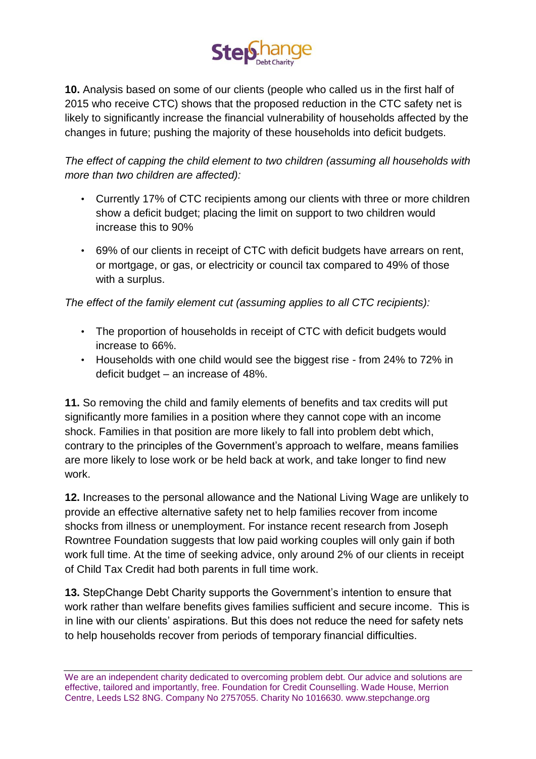**10.** Analysis based on some of our clients (people who called us in the first half of 2015 who receive CTC) shows that the proposed reduction in the CTC safety net is likely to significantly increase the financial vulnerability of households affected by the changes in future; pushing the majority of these households into deficit budgets.

*The effect of capping the child element to two children (assuming all households with more than two children are affected):*

- Currently 17% of CTC recipients among our clients with three or more children show a deficit budget; placing the limit on support to two children would increase this to 90%
- 69% of our clients in receipt of CTC with deficit budgets have arrears on rent, or mortgage, or gas, or electricity or council tax compared to 49% of those with a surplus.

*The effect of the family element cut (assuming applies to all CTC recipients):*

- The proportion of households in receipt of CTC with deficit budgets would increase to 66%.
- Households with one child would see the biggest rise - from 24% to 72% in deficit budget – an increase of 48%.

**11.** So removing the child and family elements of benefits and tax credits will put significantly more families in a position where they cannot cope with an income shock. Families in that position are more likely to fall into problem debt which, contrary to the principles of the Government's approach to welfare, means families are more likely to lose work or be held back at work, and take longer to find new work.

**12.** Increases to the personal allowance and the National Living Wage are unlikely to provide an effective alternative safety net to help families recover from income shocks from illness or unemployment. For instance recent research from Joseph Rowntree Foundation suggests that low paid working couples will only gain if both work full time. At the time of seeking advice, only around 2% of our clients in receipt of Child Tax Credit had both parents in full time work.

**13.** StepChange Debt Charity supports the Government's intention to ensure that work rather than welfare benefits gives families sufficient and secure income. This is in line with our clients' aspirations. But this does not reduce the need for safety nets to help households recover from periods of temporary financial difficulties.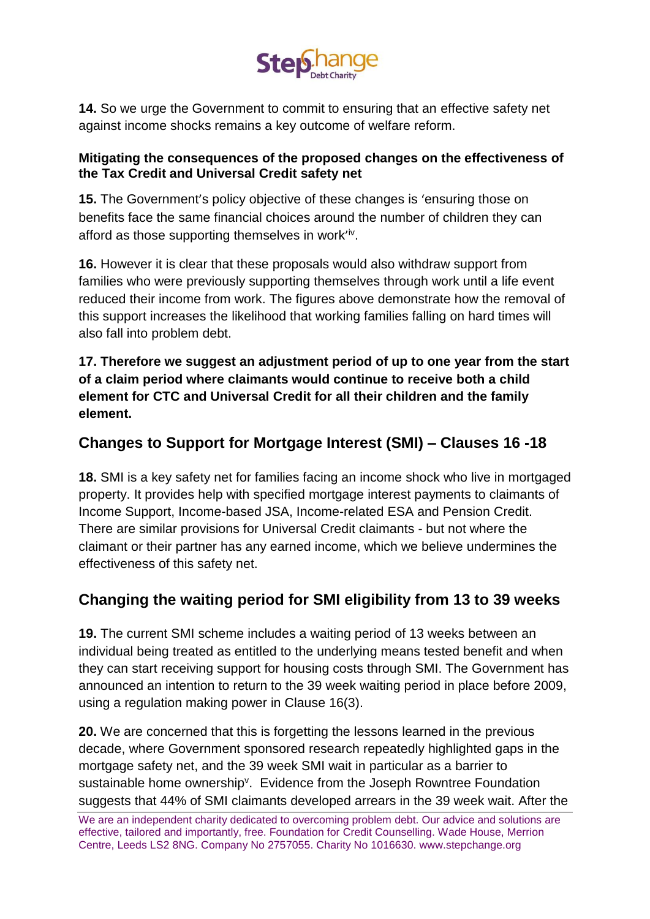**14.** So we urge the Government to commit to ensuring that an effective safety net against income shocks remains a key outcome of welfare reform.

**Mitigating the consequences of the proposed changes on the effectiveness of the Tax Credit and Universal Credit safety net**

**15.** The Government's policy objective of these changes is 'ensuring those on benefits face the same financial choices around the number of children they can afford as those supporting themselves in work'[iv].

**16.** However it is clear that these proposals would also withdraw support from families who were previously supporting themselves through work until a life event reduced their income from work. The figures above demonstrate how the removal of this support increases the likelihood that working families falling on hard times will also fall into problem debt.

**17. Therefore we suggest an adjustment period of up to one year from the start of a claim period where claimants would continue to receive both a child element for CTC and Universal Credit for all their children and the family element.**

## Changes to Support for Mortgage Interest (SMI) – Clauses 16 -18

**18.** SMI is a key safety net for families facing an income shock who live in mortgaged property. It provides help with specified mortgage interest payments to claimants of Income Support, Income-based JSA, Income-related ESA and Pension Credit. There are similar provisions for Universal Credit claimants - but not where the claimant or their partner has any earned income, which we believe undermines the effectiveness of this safety net.

## Changing the waiting period for SMI eligibility from 13 to 39 weeks

**19.** The current SMI scheme includes a waiting period of 13 weeks between an individual being treated as entitled to the underlying means tested benefit and when they can start receiving support for housing costs through SMI. The Government has announced an intention to return to the 39 week waiting period in place before 2009, using a regulation making power in Clause 16(3).

**20.** We are concerned that this is forgetting the lessons learned in the previous decade, where Government sponsored research repeatedly highlighted gaps in the mortgage safety net, and the 39 week SMI wait in particular as a barrier to sustainable home ownership[v]. Evidence from the Joseph Rowntree Foundation suggests that 44% of SMI claimants developed arrears in the 39 week wait. After the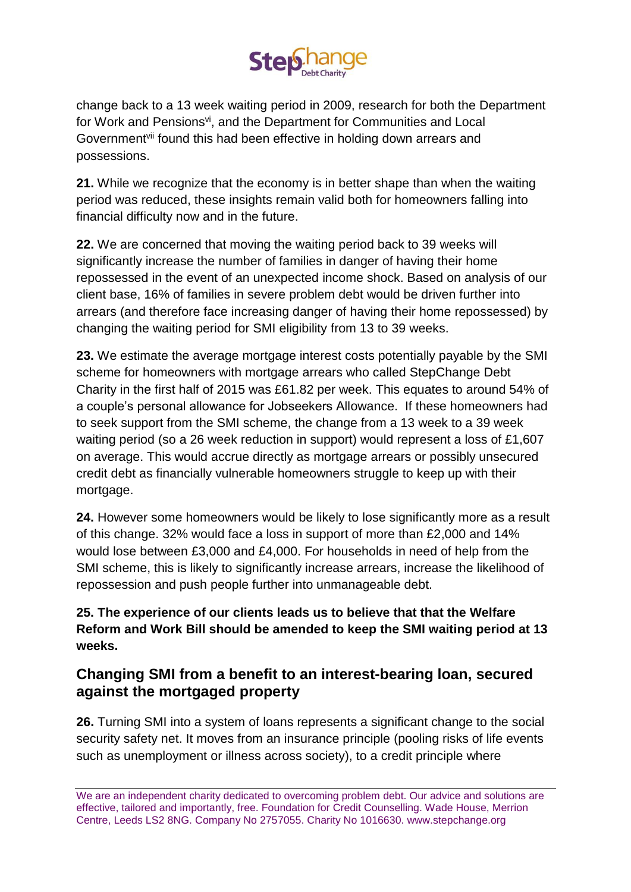change back to a 13 week waiting period in 2009, research for both the Department for Work and Pensions[vi], and the Department for Communities and Local Government[vii] found this had been effective in holding down arrears and possessions.

**21.** While we recognize that the economy is in better shape than when the waiting period was reduced, these insights remain valid both for homeowners falling into financial difficulty now and in the future.

**22.** We are concerned that moving the waiting period back to 39 weeks will significantly increase the number of families in danger of having their home repossessed in the event of an unexpected income shock. Based on analysis of our client base, 16% of families in severe problem debt would be driven further into arrears (and therefore face increasing danger of having their home repossessed) by changing the waiting period for SMI eligibility from 13 to 39 weeks.

**23.** We estimate the average mortgage interest costs potentially payable by the SMI scheme for homeowners with mortgage arrears who called StepChange Debt Charity in the first half of 2015 was £61.82 per week. This equates to around 54% of a couple's personal allowance for Jobseekers Allowance. If these homeowners had to seek support from the SMI scheme, the change from a 13 week to a 39 week waiting period (so a 26 week reduction in support) would represent a loss of £1,607 on average. This would accrue directly as mortgage arrears or possibly unsecured credit debt as financially vulnerable homeowners struggle to keep up with their mortgage.

**24.** However some homeowners would be likely to lose significantly more as a result of this change. 32% would face a loss in support of more than £2,000 and 14% would lose between £3,000 and £4,000. For households in need of help from the SMI scheme, this is likely to significantly increase arrears, increase the likelihood of repossession and push people further into unmanageable debt.

**25. The experience of our clients leads us to believe that that the Welfare Reform and Work Bill should be amended to keep the SMI waiting period at 13 weeks.**

## Changing SMI from a benefit to an interest-bearing loan, secured against the mortgaged property

**26.** Turning SMI into a system of loans represents a significant change to the social security safety net. It moves from an insurance principle (pooling risks of life events such as unemployment or illness across society), to a credit principle where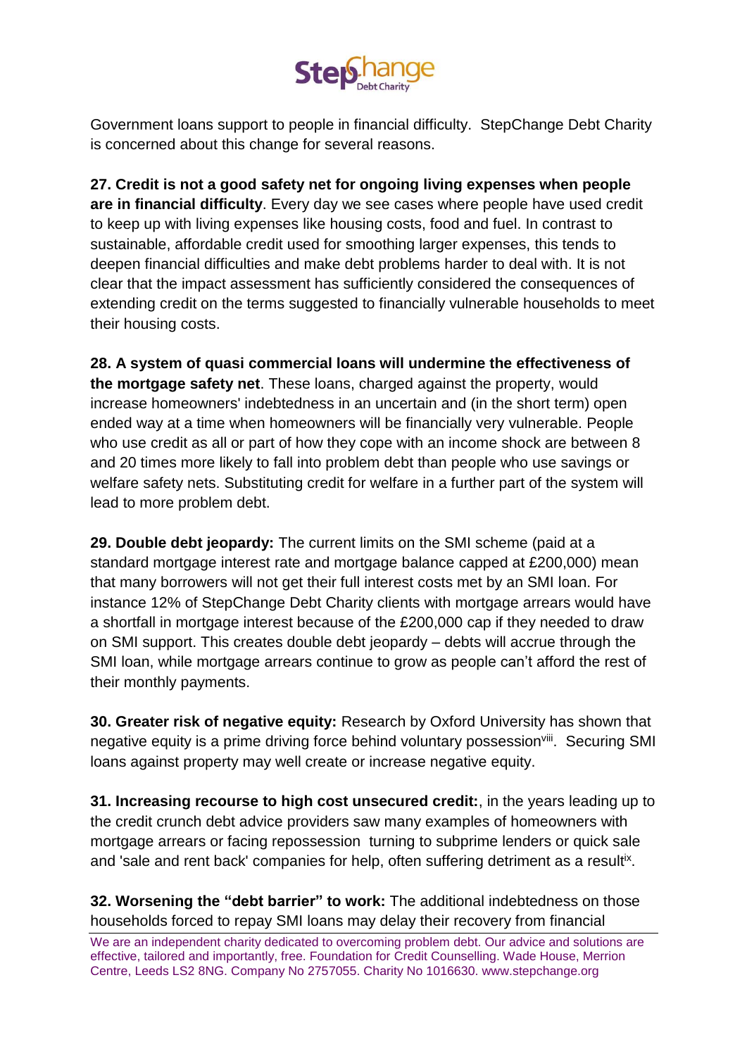Government loans support to people in financial difficulty. StepChange Debt Charity is concerned about this change for several reasons.

**27. Credit is not a good safety net for ongoing living expenses when people are in financial difficulty**. Every day we see cases where people have used credit to keep up with living expenses like housing costs, food and fuel. In contrast to sustainable, affordable credit used for smoothing larger expenses, this tends to deepen financial difficulties and make debt problems harder to deal with. It is not clear that the impact assessment has sufficiently considered the consequences of extending credit on the terms suggested to financially vulnerable households to meet their housing costs.

**28. A system of quasi commercial loans will undermine the effectiveness of the mortgage safety net**. These loans, charged against the property, would increase homeowners' indebtedness in an uncertain and (in the short term) open ended way at a time when homeowners will be financially very vulnerable. People who use credit as all or part of how they cope with an income shock are between 8 and 20 times more likely to fall into problem debt than people who use savings or welfare safety nets. Substituting credit for welfare in a further part of the system will lead to more problem debt.

**29. Double debt jeopardy:** The current limits on the SMI scheme (paid at a standard mortgage interest rate and mortgage balance capped at £200,000) mean that many borrowers will not get their full interest costs met by an SMI loan. For instance 12% of StepChange Debt Charity clients with mortgage arrears would have a shortfall in mortgage interest because of the £200,000 cap if they needed to draw on SMI support. This creates double debt jeopardy – debts will accrue through the SMI loan, while mortgage arrears continue to grow as people can't afford the rest of their monthly payments.

**30. Greater risk of negative equity:** Research by Oxford University has shown that negative equity is a prime driving force behind voluntary possession[viii]. Securing SMI loans against property may well create or increase negative equity.

**31. Increasing recourse to high cost unsecured credit:**, in the years leading up to the credit crunch debt advice providers saw many examples of homeowners with mortgage arrears or facing repossession turning to subprime lenders or quick sale and 'sale and rent back' companies for help, often suffering detriment as a result[ix].

**32. Worsening the "debt barrier" to work:** The additional indebtedness on those households forced to repay SMI loans may delay their recovery from financial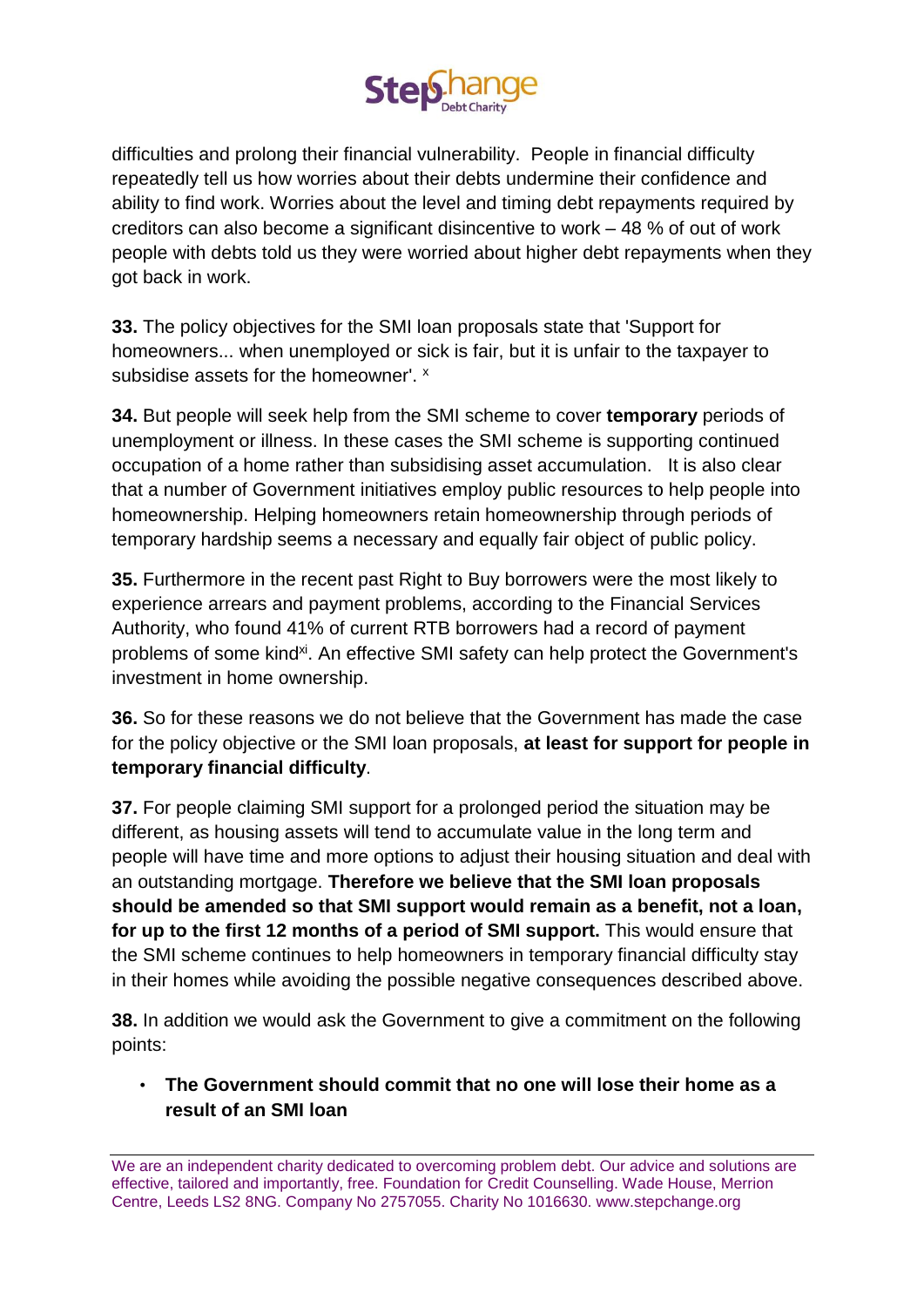difficulties and prolong their financial vulnerability. People in financial difficulty repeatedly tell us how worries about their debts undermine their confidence and ability to find work. Worries about the level and timing debt repayments required by creditors can also become a significant disincentive to work – 48 % of out of work people with debts told us they were worried about higher debt repayments when they got back in work.

**33.** The policy objectives for the SMI loan proposals state that 'Support for homeowners... when unemployed or sick is fair, but it is unfair to the taxpayer to subsidise assets for the homeowner'. [x]

**34.** But people will seek help from the SMI scheme to cover **temporary** periods of unemployment or illness. In these cases the SMI scheme is supporting continued occupation of a home rather than subsidising asset accumulation. It is also clear that a number of Government initiatives employ public resources to help people into homeownership. Helping homeowners retain homeownership through periods of temporary hardship seems a necessary and equally fair object of public policy.

**35.** Furthermore in the recent past Right to Buy borrowers were the most likely to experience arrears and payment problems, according to the Financial Services Authority, who found 41% of current RTB borrowers had a record of payment problems of some kind[xi]. An effective SMI safety can help protect the Government's investment in home ownership.

**36.** So for these reasons we do not believe that the Government has made the case for the policy objective or the SMI loan proposals, **at least for support for people in temporary financial difficulty**.

**37.** For people claiming SMI support for a prolonged period the situation may be different, as housing assets will tend to accumulate value in the long term and people will have time and more options to adjust their housing situation and deal with an outstanding mortgage. **Therefore we believe that the SMI loan proposals should be amended so that SMI support would remain as a benefit, not a loan, for up to the first 12 months of a period of SMI support.** This would ensure that the SMI scheme continues to help homeowners in temporary financial difficulty stay in their homes while avoiding the possible negative consequences described above.

**38.** In addition we would ask the Government to give a commitment on the following points:

- **The Government should commit that no one will lose their home as a result of an SMI loan**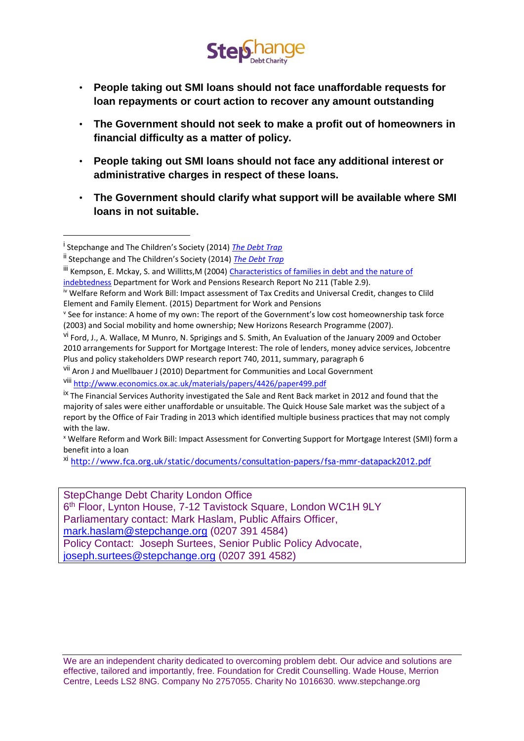- **People taking out SMI loans should not face unaffordable requests for loan repayments or court action to recover any amount outstanding**
- **The Government should not seek to make a profit out of homeowners in financial difficulty as a matter of policy.**
- **People taking out SMI loans should not face any additional interest or administrative charges in respect of these loans.**
- **The Government should clarify what support will be available where SMI loans in not suitable.**

---

[i] Stepchange and The Children's Society (2014) *The Debt Trap*

[ii] Stepchange and The Children's Society (2014) *The Debt Trap*

[iii] Kempson, E. Mckay, S. and Willitts,M (2004) Characteristics of families in debt and the nature of indebtedness Department for Work and Pensions Research Report No 211 (Table 2.9).

[iv] Welfare Reform and Work Bill: Impact assessment of Tax Credits and Universal Credit, changes to Clild Element and Family Element. (2015) Department for Work and Pensions

[v] See for instance: A home of my own: The report of the Government's low cost homeownership task force (2003) and Social mobility and home ownership; New Horizons Research Programme (2007).

[vi] Ford, J., A. Wallace, M Munro, N. Sprigings and S. Smith, An Evaluation of the January 2009 and October 2010 arrangements for Support for Mortgage Interest: The role of lenders, money advice services, Jobcentre Plus and policy stakeholders DWP research report 740, 2011, summary, paragraph 6

[vii] Aron J and Muellbauer J (2010) Department for Communities and Local Government

[viii] http://www.economics.ox.ac.uk/materials/papers/4426/paper499.pdf

[ix] The Financial Services Authority investigated the Sale and Rent Back market in 2012 and found that the majority of sales were either unaffordable or unsuitable. The Quick House Sale market was the subject of a report by the Office of Fair Trading in 2013 which identified multiple business practices that may not comply with the law.

[x] Welfare Reform and Work Bill: Impact Assessment for Converting Support for Mortgage Interest (SMI) form a benefit into a loan

[xi] http://www.fca.org.uk/static/documents/consultation-papers/fsa-mmr-datapack2012.pdf

StepChange Debt Charity London Office
6th Floor, Lynton House, 7-12 Tavistock Square, London WC1H 9LY
Parliamentary contact: Mark Haslam, Public Affairs Officer,
mark.haslam@stepchange.org (0207 391 4584)
Policy Contact: Joseph Surtees, Senior Public Policy Advocate,
joseph.surtees@stepchange.org (0207 391 4582)